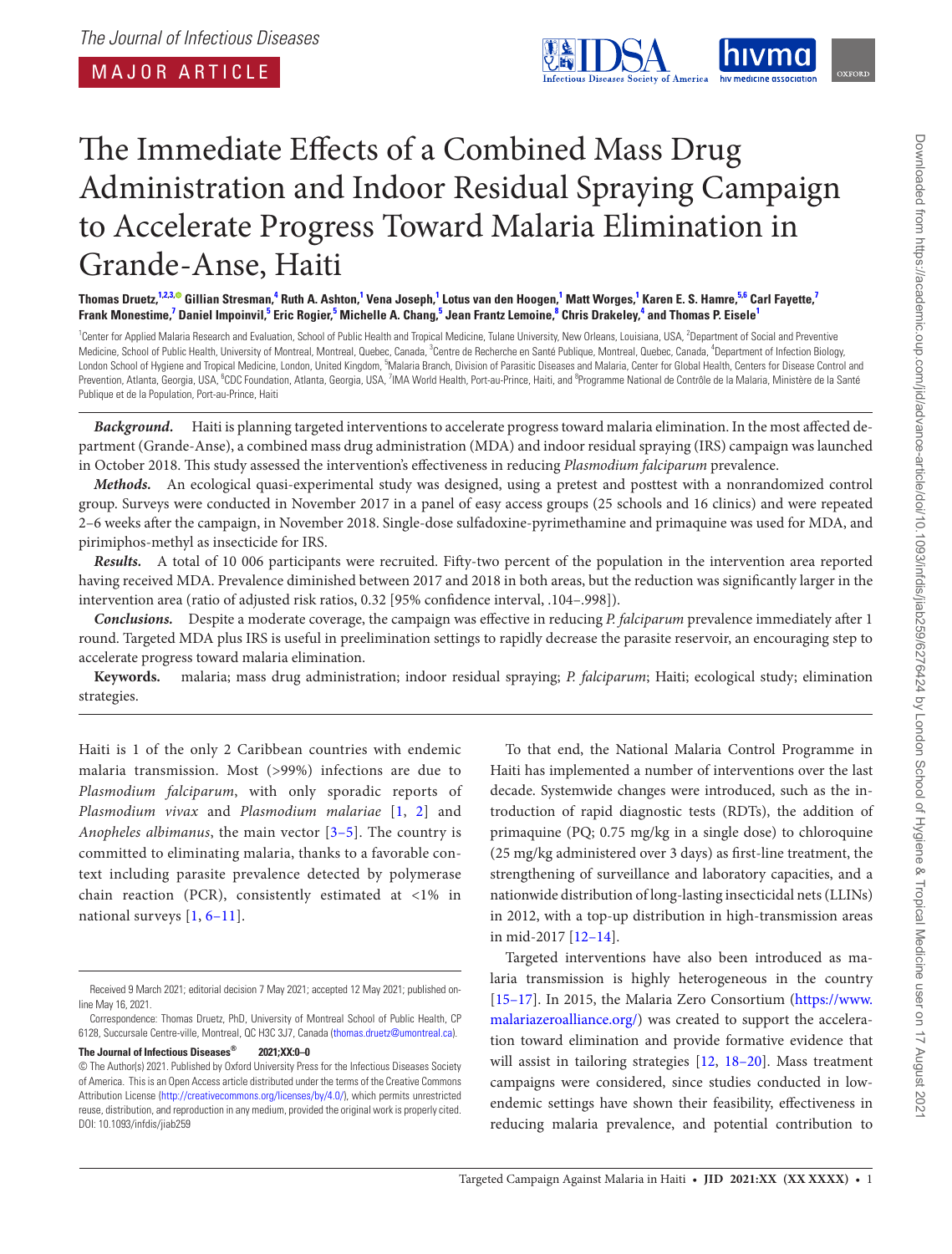The Journal of Infectious Diseases

MAJOR ARTICLE

# The Immediate Effects of a Combined Mass Drug Administration and Indoor Residual Spraying Campaign to Accelerate Progress Toward Malaria Elimination in Grande-Anse, Haiti

**Thomas Druetz,[1,2,3] Gillian Stresman,[4] Ruth A. Ashton,[1] Vena Joseph,[1] Lotus van den Hoogen,[1] Matt Worges,[1] Karen E. S. Hamre,[5,6] Carl Fayette,[7] Frank Monestime,[7] Daniel Impoinvil,[5] Eric Rogier,[5] Michelle A. Chang,[5] Jean Frantz Lemoine,[8] Chris Drakeley,[4] and Thomas P. Eisele[1]**

[1]Center for Applied Malaria Research and Evaluation, School of Public Health and Tropical Medicine, Tulane University, New Orleans, Louisiana, USA, [2]Department of Social and Preventive Medicine, School of Public Health, University of Montreal, Montreal, Quebec, Canada, [3]Centre de Recherche en Santé Publique, Montreal, Quebec, Canada, [4]Department of Infection Biology, London School of Hygiene and Tropical Medicine, London, United Kingdom, [5]Malaria Branch, Division of Parasitic Diseases and Malaria, Center for Global Health, Centers for Disease Control and Prevention, Atlanta, Georgia, USA, [6]CDC Foundation, Atlanta, Georgia, USA, [7]IMA World Health, Port-au-Prince, Haiti, and [8]Programme National de Contrôle de la Malaria, Ministère de la Santé Publique et de la Population, Port-au-Prince, Haiti

***Background.*** Haiti is planning targeted interventions to accelerate progress toward malaria elimination. In the most affected department (Grande-Anse), a combined mass drug administration (MDA) and indoor residual spraying (IRS) campaign was launched in October 2018. This study assessed the intervention's effectiveness in reducing *Plasmodium falciparum* prevalence.

***Methods.*** An ecological quasi-experimental study was designed, using a pretest and posttest with a nonrandomized control group. Surveys were conducted in November 2017 in a panel of easy access groups (25 schools and 16 clinics) and were repeated 2–6 weeks after the campaign, in November 2018. Single-dose sulfadoxine-pyrimethamine and primaquine was used for MDA, and pirimiphos-methyl as insecticide for IRS.

***Results.*** A total of 10 006 participants were recruited. Fifty-two percent of the population in the intervention area reported having received MDA. Prevalence diminished between 2017 and 2018 in both areas, but the reduction was significantly larger in the intervention area (ratio of adjusted risk ratios, 0.32 [95% confidence interval, .104–.998]).

***Conclusions.*** Despite a moderate coverage, the campaign was effective in reducing *P. falciparum* prevalence immediately after 1 round. Targeted MDA plus IRS is useful in preelimination settings to rapidly decrease the parasite reservoir, an encouraging step to accelerate progress toward malaria elimination.

**Keywords.** malaria; mass drug administration; indoor residual spraying; *P. falciparum*; Haiti; ecological study; elimination strategies.

Haiti is 1 of the only 2 Caribbean countries with endemic malaria transmission. Most (>99%) infections are due to *Plasmodium falciparum*, with only sporadic reports of *Plasmodium vivax* and *Plasmodium malariae* [1, 2] and *Anopheles albimanus*, the main vector [3–5]. The country is committed to eliminating malaria, thanks to a favorable context including parasite prevalence detected by polymerase chain reaction (PCR), consistently estimated at <1% in national surveys [1, 6–11].

To that end, the National Malaria Control Programme in Haiti has implemented a number of interventions over the last decade. Systemwide changes were introduced, such as the introduction of rapid diagnostic tests (RDTs), the addition of primaquine (PQ; 0.75 mg/kg in a single dose) to chloroquine (25 mg/kg administered over 3 days) as first-line treatment, the strengthening of surveillance and laboratory capacities, and a nationwide distribution of long-lasting insecticidal nets (LLINs) in 2012, with a top-up distribution in high-transmission areas in mid-2017 [12–14].

Targeted interventions have also been introduced as malaria transmission is highly heterogeneous in the country [15–17]. In 2015, the Malaria Zero Consortium (https://www.malariazeroalliance.org/) was created to support the acceleration toward elimination and provide formative evidence that will assist in tailoring strategies [12, 18–20]. Mass treatment campaigns were considered, since studies conducted in low-endemic settings have shown their feasibility, effectiveness in reducing malaria prevalence, and potential contribution to

Received 9 March 2021; editorial decision 7 May 2021; accepted 12 May 2021; published online May 16, 2021.

Correspondence: Thomas Druetz, PhD, University of Montreal School of Public Health, CP 6128, Succursale Centre-ville, Montreal, QC H3C 3J7, Canada (thomas.druetz@umontreal.ca).

**The Journal of Infectious Diseases® 2021;XX:0–0**

© The Author(s) 2021. Published by Oxford University Press for the Infectious Diseases Society of America. This is an Open Access article distributed under the terms of the Creative Commons Attribution License (http://creativecommons.org/licenses/by/4.0/), which permits unrestricted reuse, distribution, and reproduction in any medium, provided the original work is properly cited. DOI: 10.1093/infdis/jiab259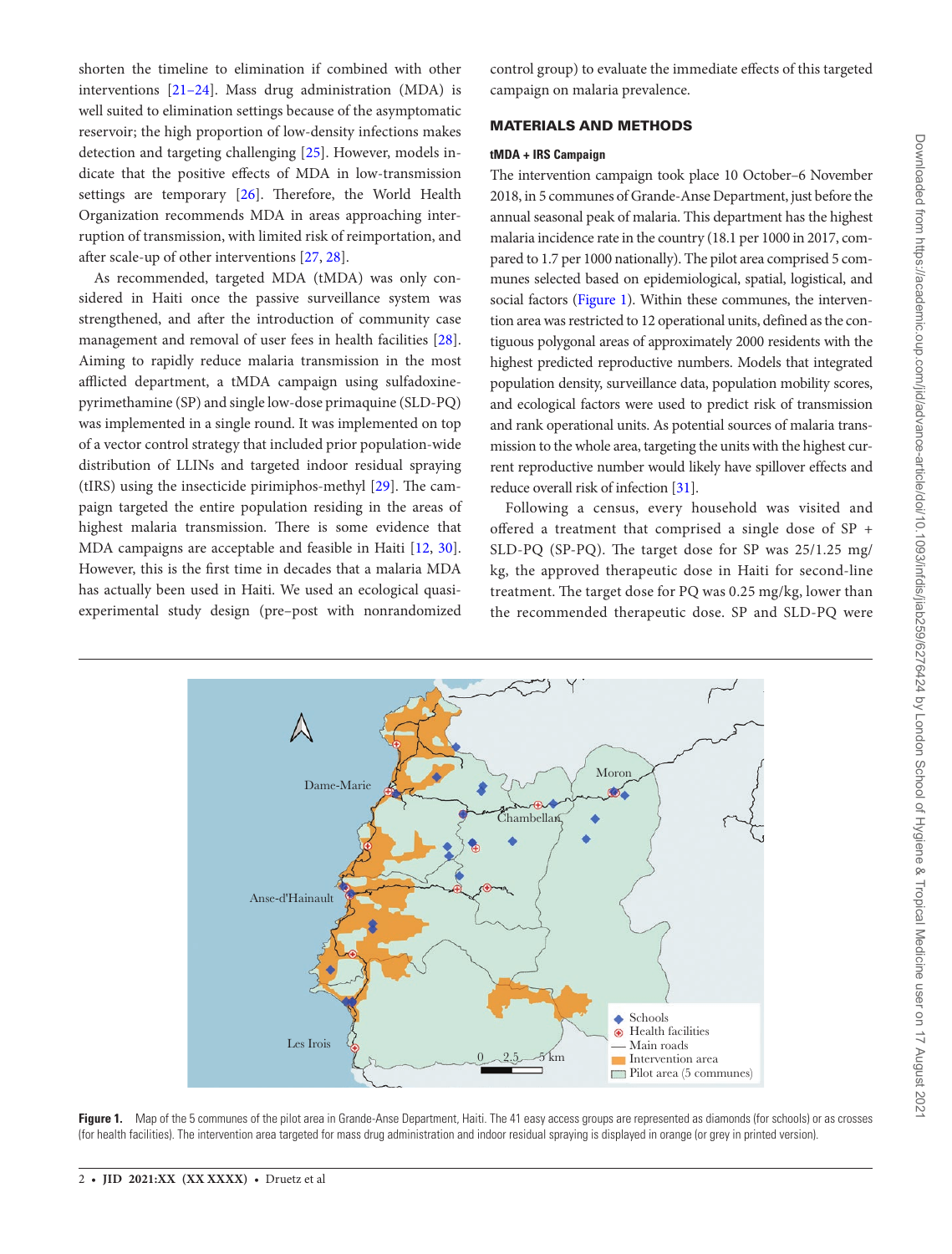shorten the timeline to elimination if combined with other interventions [21–24]. Mass drug administration (MDA) is well suited to elimination settings because of the asymptomatic reservoir; the high proportion of low-density infections makes detection and targeting challenging [25]. However, models indicate that the positive effects of MDA in low-transmission settings are temporary [26]. Therefore, the World Health Organization recommends MDA in areas approaching interruption of transmission, with limited risk of reimportation, and after scale-up of other interventions [27, 28].

As recommended, targeted MDA (tMDA) was only considered in Haiti once the passive surveillance system was strengthened, and after the introduction of community case management and removal of user fees in health facilities [28]. Aiming to rapidly reduce malaria transmission in the most afflicted department, a tMDA campaign using sulfadoxine-pyrimethamine (SP) and single low-dose primaquine (SLD-PQ) was implemented in a single round. It was implemented on top of a vector control strategy that included prior population-wide distribution of LLINs and targeted indoor residual spraying (tIRS) using the insecticide pirimiphos-methyl [29]. The campaign targeted the entire population residing in the areas of highest malaria transmission. There is some evidence that MDA campaigns are acceptable and feasible in Haiti [12, 30]. However, this is the first time in decades that a malaria MDA has actually been used in Haiti. We used an ecological quasi-experimental study design (pre–post with nonrandomized control group) to evaluate the immediate effects of this targeted campaign on malaria prevalence.

## MATERIALS AND METHODS

### tMDA + IRS Campaign

The intervention campaign took place 10 October–6 November 2018, in 5 communes of Grande-Anse Department, just before the annual seasonal peak of malaria. This department has the highest malaria incidence rate in the country (18.1 per 1000 in 2017, compared to 1.7 per 1000 nationally). The pilot area comprised 5 communes selected based on epidemiological, spatial, logistical, and social factors (Figure 1). Within these communes, the intervention area was restricted to 12 operational units, defined as the contiguous polygonal areas of approximately 2000 residents with the highest predicted reproductive numbers. Models that integrated population density, surveillance data, population mobility scores, and ecological factors were used to predict risk of transmission and rank operational units. As potential sources of malaria transmission to the whole area, targeting the units with the highest current reproductive number would likely have spillover effects and reduce overall risk of infection [31].

Following a census, every household was visited and offered a treatment that comprised a single dose of SP + SLD-PQ (SP-PQ). The target dose for SP was 25/1.25 mg/kg, the approved therapeutic dose in Haiti for second-line treatment. The target dose for PQ was 0.25 mg/kg, lower than the recommended therapeutic dose. SP and SLD-PQ were

Figure 1. Map of the 5 communes of the pilot area in Grande-Anse Department, Haiti. The 41 easy access groups are represented as diamonds (for schools) or as crosses (for health facilities). The intervention area targeted for mass drug administration and indoor residual spraying is displayed in orange (or grey in printed version).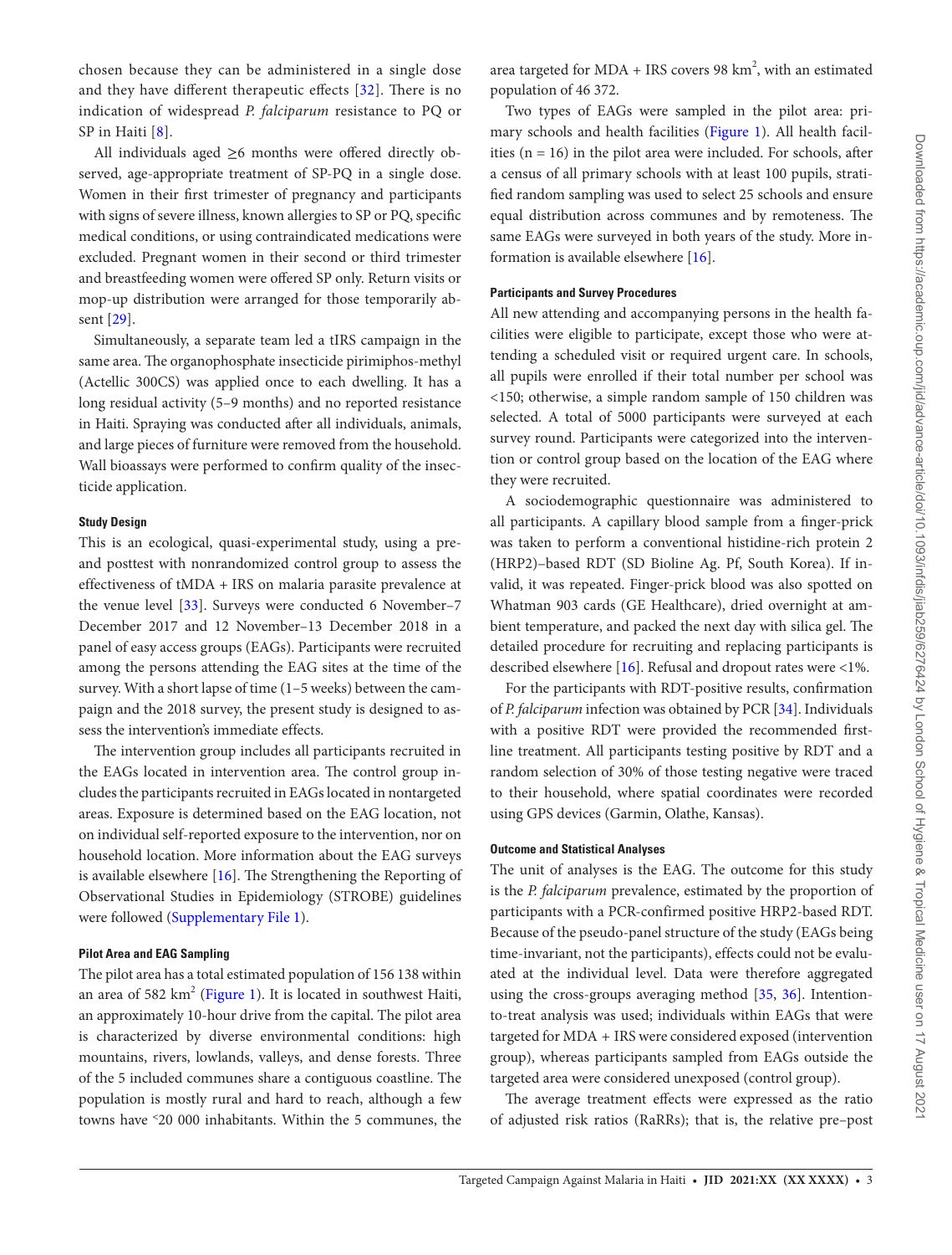chosen because they can be administered in a single dose and they have different therapeutic effects [32]. There is no indication of widespread *P. falciparum* resistance to PQ or SP in Haiti [8].

All individuals aged ≥6 months were offered directly observed, age-appropriate treatment of SP-PQ in a single dose. Women in their first trimester of pregnancy and participants with signs of severe illness, known allergies to SP or PQ, specific medical conditions, or using contraindicated medications were excluded. Pregnant women in their second or third trimester and breastfeeding women were offered SP only. Return visits or mop-up distribution were arranged for those temporarily absent [29].

Simultaneously, a separate team led a tIRS campaign in the same area. The organophosphate insecticide pirimiphos-methyl (Actellic 300CS) was applied once to each dwelling. It has a long residual activity (5–9 months) and no reported resistance in Haiti. Spraying was conducted after all individuals, animals, and large pieces of furniture were removed from the household. Wall bioassays were performed to confirm quality of the insecticide application.

#### Study Design

This is an ecological, quasi-experimental study, using a pre- and posttest with nonrandomized control group to assess the effectiveness of tMDA + IRS on malaria parasite prevalence at the venue level [33]. Surveys were conducted 6 November–7 December 2017 and 12 November–13 December 2018 in a panel of easy access groups (EAGs). Participants were recruited among the persons attending the EAG sites at the time of the survey. With a short lapse of time (1–5 weeks) between the campaign and the 2018 survey, the present study is designed to assess the intervention's immediate effects.

The intervention group includes all participants recruited in the EAGs located in intervention area. The control group includes the participants recruited in EAGs located in nontargeted areas. Exposure is determined based on the EAG location, not on individual self-reported exposure to the intervention, nor on household location. More information about the EAG surveys is available elsewhere [16]. The Strengthening the Reporting of Observational Studies in Epidemiology (STROBE) guidelines were followed (Supplementary File 1).

#### Pilot Area and EAG Sampling

The pilot area has a total estimated population of 156 138 within an area of 582 km$^2$ (Figure 1). It is located in southwest Haiti, an approximately 10-hour drive from the capital. The pilot area is characterized by diverse environmental conditions: high mountains, rivers, lowlands, valleys, and dense forests. Three of the 5 included communes share a contiguous coastline. The population is mostly rural and hard to reach, although a few towns have ˂20 000 inhabitants. Within the 5 communes, the area targeted for MDA + IRS covers 98 km$^2$, with an estimated population of 46 372.

Two types of EAGs were sampled in the pilot area: primary schools and health facilities (Figure 1). All health facilities (n = 16) in the pilot area were included. For schools, after a census of all primary schools with at least 100 pupils, stratified random sampling was used to select 25 schools and ensure equal distribution across communes and by remoteness. The same EAGs were surveyed in both years of the study. More information is available elsewhere [16].

#### Participants and Survey Procedures

All new attending and accompanying persons in the health facilities were eligible to participate, except those who were attending a scheduled visit or required urgent care. In schools, all pupils were enrolled if their total number per school was <150; otherwise, a simple random sample of 150 children was selected. A total of 5000 participants were surveyed at each survey round. Participants were categorized into the intervention or control group based on the location of the EAG where they were recruited.

A sociodemographic questionnaire was administered to all participants. A capillary blood sample from a finger-prick was taken to perform a conventional histidine-rich protein 2 (HRP2)–based RDT (SD Bioline Ag. Pf, South Korea). If invalid, it was repeated. Finger-prick blood was also spotted on Whatman 903 cards (GE Healthcare), dried overnight at ambient temperature, and packed the next day with silica gel. The detailed procedure for recruiting and replacing participants is described elsewhere [16]. Refusal and dropout rates were <1%.

For the participants with RDT-positive results, confirmation of *P. falciparum* infection was obtained by PCR [34]. Individuals with a positive RDT were provided the recommended first-line treatment. All participants testing positive by RDT and a random selection of 30% of those testing negative were traced to their household, where spatial coordinates were recorded using GPS devices (Garmin, Olathe, Kansas).

#### Outcome and Statistical Analyses

The unit of analyses is the EAG. The outcome for this study is the *P. falciparum* prevalence, estimated by the proportion of participants with a PCR-confirmed positive HRP2-based RDT. Because of the pseudo-panel structure of the study (EAGs being time-invariant, not the participants), effects could not be evaluated at the individual level. Data were therefore aggregated using the cross-groups averaging method [35, 36]. Intention-to-treat analysis was used; individuals within EAGs that were targeted for MDA + IRS were considered exposed (intervention group), whereas participants sampled from EAGs outside the targeted area were considered unexposed (control group).

The average treatment effects were expressed as the ratio of adjusted risk ratios (RaRRs); that is, the relative pre–post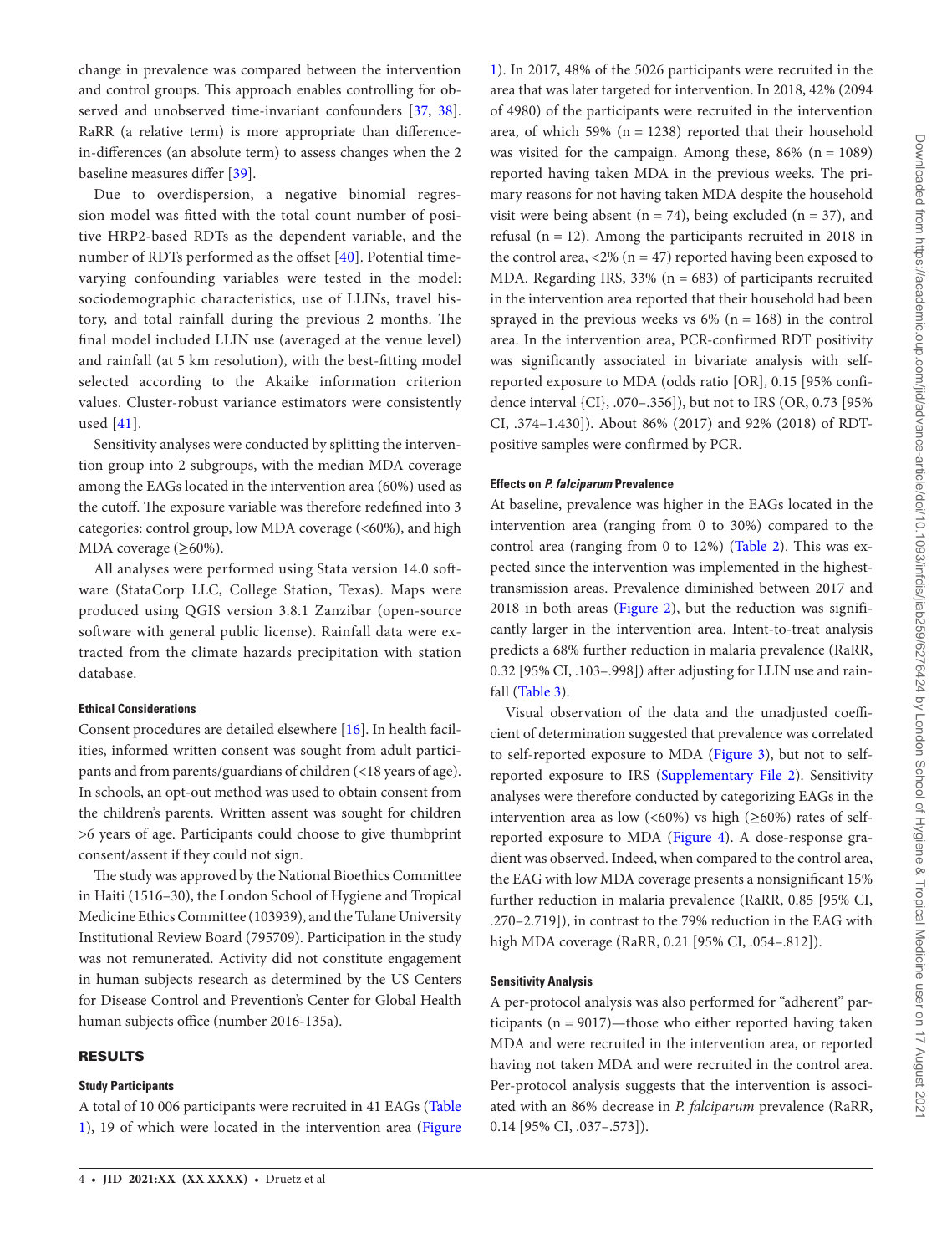change in prevalence was compared between the intervention and control groups. This approach enables controlling for observed and unobserved time-invariant confounders [37, 38]. RaRR (a relative term) is more appropriate than difference-in-differences (an absolute term) to assess changes when the 2 baseline measures differ [39].

Due to overdispersion, a negative binomial regression model was fitted with the total count number of positive HRP2-based RDTs as the dependent variable, and the number of RDTs performed as the offset [40]. Potential time-varying confounding variables were tested in the model: sociodemographic characteristics, use of LLINs, travel history, and total rainfall during the previous 2 months. The final model included LLIN use (averaged at the venue level) and rainfall (at 5 km resolution), with the best-fitting model selected according to the Akaike information criterion values. Cluster-robust variance estimators were consistently used [41].

Sensitivity analyses were conducted by splitting the intervention group into 2 subgroups, with the median MDA coverage among the EAGs located in the intervention area (60%) used as the cutoff. The exposure variable was therefore redefined into 3 categories: control group, low MDA coverage (<60%), and high MDA coverage (≥60%).

All analyses were performed using Stata version 14.0 software (StataCorp LLC, College Station, Texas). Maps were produced using QGIS version 3.8.1 Zanzibar (open-source software with general public license). Rainfall data were extracted from the climate hazards precipitation with station database.

#### Ethical Considerations

Consent procedures are detailed elsewhere [16]. In health facilities, informed written consent was sought from adult participants and from parents/guardians of children (<18 years of age). In schools, an opt-out method was used to obtain consent from the children's parents. Written assent was sought for children >6 years of age. Participants could choose to give thumbprint consent/assent if they could not sign.

The study was approved by the National Bioethics Committee in Haiti (1516–30), the London School of Hygiene and Tropical Medicine Ethics Committee (103939), and the Tulane University Institutional Review Board (795709). Participation in the study was not remunerated. Activity did not constitute engagement in human subjects research as determined by the US Centers for Disease Control and Prevention's Center for Global Health human subjects office (number 2016-135a).

## RESULTS

#### Study Participants

A total of 10 006 participants were recruited in 41 EAGs (Table 1), 19 of which were located in the intervention area (Figure 1). In 2017, 48% of the 5026 participants were recruited in the area that was later targeted for intervention. In 2018, 42% (2094 of 4980) of the participants were recruited in the intervention area, of which 59% (n = 1238) reported that their household was visited for the campaign. Among these, 86% (n = 1089) reported having taken MDA in the previous weeks. The primary reasons for not having taken MDA despite the household visit were being absent (n = 74), being excluded (n = 37), and refusal (n = 12). Among the participants recruited in 2018 in the control area, <2% (n = 47) reported having been exposed to MDA. Regarding IRS, 33% (n = 683) of participants recruited in the intervention area reported that their household had been sprayed in the previous weeks vs 6% (n = 168) in the control area. In the intervention area, PCR-confirmed RDT positivity was significantly associated in bivariate analysis with self-reported exposure to MDA (odds ratio [OR], 0.15 [95% confidence interval {CI}, .070–.356]), but not to IRS (OR, 0.73 [95% CI, .374–1.430]). About 86% (2017) and 92% (2018) of RDT-positive samples were confirmed by PCR.

#### Effects on *P. falciparum* Prevalence

At baseline, prevalence was higher in the EAGs located in the intervention area (ranging from 0 to 30%) compared to the control area (ranging from 0 to 12%) (Table 2). This was expected since the intervention was implemented in the highest-transmission areas. Prevalence diminished between 2017 and 2018 in both areas (Figure 2), but the reduction was significantly larger in the intervention area. Intent-to-treat analysis predicts a 68% further reduction in malaria prevalence (RaRR, 0.32 [95% CI, .103–.998]) after adjusting for LLIN use and rainfall (Table 3).

Visual observation of the data and the unadjusted coefficient of determination suggested that prevalence was correlated to self-reported exposure to MDA (Figure 3), but not to self-reported exposure to IRS (Supplementary File 2). Sensitivity analyses were therefore conducted by categorizing EAGs in the intervention area as low (<60%) vs high (≥60%) rates of self-reported exposure to MDA (Figure 4). A dose-response gradient was observed. Indeed, when compared to the control area, the EAG with low MDA coverage presents a nonsignificant 15% further reduction in malaria prevalence (RaRR, 0.85 [95% CI, .270–2.719]), in contrast to the 79% reduction in the EAG with high MDA coverage (RaRR, 0.21 [95% CI, .054–.812]).

#### Sensitivity Analysis

A per-protocol analysis was also performed for "adherent" participants (n = 9017)—those who either reported having taken MDA and were recruited in the intervention area, or reported having not taken MDA and were recruited in the control area. Per-protocol analysis suggests that the intervention is associated with an 86% decrease in *P. falciparum* prevalence (RaRR, 0.14 [95% CI, .037–.573]).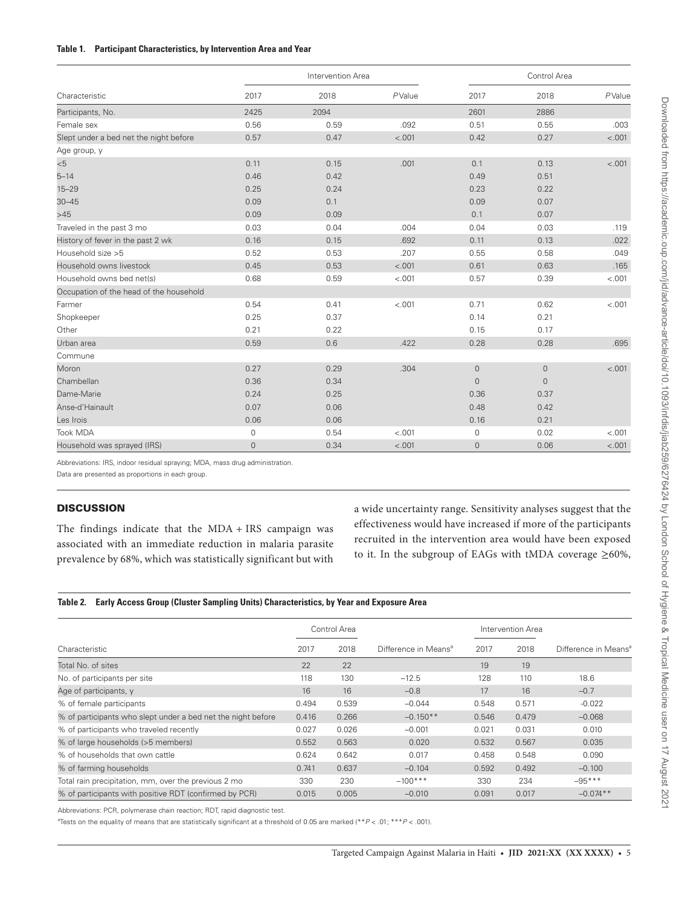**Table 1. Participant Characteristics, by Intervention Area and Year**

| Characteristic | Intervention Area | | | Control Area | | |
|---|---|---|---|---|---|---|
| | 2017 | 2018 | *P* Value | 2017 | 2018 | *P* Value |
| Participants, No. | 2425 | 2094 | | 2601 | 2886 | |
| Female sex | 0.56 | 0.59 | .092 | 0.51 | 0.55 | .003 |
| Slept under a bed net the night before | 0.57 | 0.47 | <.001 | 0.42 | 0.27 | <.001 |
| Age group, y | | | | | | |
| <5 | 0.11 | 0.15 | .001 | 0.1 | 0.13 | <.001 |
| 5–14 | 0.46 | 0.42 | | 0.49 | 0.51 | |
| 15–29 | 0.25 | 0.24 | | 0.23 | 0.22 | |
| 30–45 | 0.09 | 0.1 | | 0.09 | 0.07 | |
| >45 | 0.09 | 0.09 | | 0.1 | 0.07 | |
| Traveled in the past 3 mo | 0.03 | 0.04 | .004 | 0.04 | 0.03 | .119 |
| History of fever in the past 2 wk | 0.16 | 0.15 | .692 | 0.11 | 0.13 | .022 |
| Household size >5 | 0.52 | 0.53 | .207 | 0.55 | 0.58 | .049 |
| Household owns livestock | 0.45 | 0.53 | <.001 | 0.61 | 0.63 | .165 |
| Household owns bed net(s) | 0.68 | 0.59 | <.001 | 0.57 | 0.39 | <.001 |
| Occupation of the head of the household | | | | | | |
| Farmer | 0.54 | 0.41 | <.001 | 0.71 | 0.62 | <.001 |
| Shopkeeper | 0.25 | 0.37 | | 0.14 | 0.21 | |
| Other | 0.21 | 0.22 | | 0.15 | 0.17 | |
| Urban area | 0.59 | 0.6 | .422 | 0.28 | 0.28 | .695 |
| Commune | | | | | | |
| Moron | 0.27 | 0.29 | .304 | 0 | 0 | <.001 |
| Chambellan | 0.36 | 0.34 | | 0 | 0 | |
| Dame-Marie | 0.24 | 0.25 | | 0.36 | 0.37 | |
| Anse-d'Hainault | 0.07 | 0.06 | | 0.48 | 0.42 | |
| Les Irois | 0.06 | 0.06 | | 0.16 | 0.21 | |
| Took MDA | 0 | 0.54 | <.001 | 0 | 0.02 | <.001 |
| Household was sprayed (IRS) | 0 | 0.34 | <.001 | 0 | 0.06 | <.001 |

Abbreviations: IRS, indoor residual spraying; MDA, mass drug administration.
Data are presented as proportions in each group.

## DISCUSSION

The findings indicate that the MDA + IRS campaign was associated with an immediate reduction in malaria parasite prevalence by 68%, which was statistically significant but with a wide uncertainty range. Sensitivity analyses suggest that the effectiveness would have increased if more of the participants recruited in the intervention area would have been exposed to it. In the subgroup of EAGs with tMDA coverage ≥60%,

**Table 2. Early Access Group (Cluster Sampling Units) Characteristics, by Year and Exposure Area**

| Characteristic | Control Area | | | Intervention Area | | |
|---|---|---|---|---|---|---|
| | 2017 | 2018 | Difference in Means[a] | 2017 | 2018 | Difference in Means[a] |
| Total No. of sites | 22 | 22 | | 19 | 19 | |
| No. of participants per site | 118 | 130 | −12.5 | 128 | 110 | 18.6 |
| Age of participants, y | 16 | 16 | −0.8 | 17 | 16 | −0.7 |
| % of female participants | 0.494 | 0.539 | −0.044 | 0.548 | 0.571 | -0.022 |
| % of participants who slept under a bed net the night before | 0.416 | 0.266 | −0.150** | 0.546 | 0.479 | −0.068 |
| % of participants who traveled recently | 0.027 | 0.026 | −0.001 | 0.021 | 0.031 | 0.010 |
| % of large households (>5 members) | 0.552 | 0.563 | 0.020 | 0.532 | 0.567 | 0.035 |
| % of households that own cattle | 0.624 | 0.642 | 0.017 | 0.458 | 0.548 | 0.090 |
| % of farming households | 0.741 | 0.637 | −0.104 | 0.592 | 0.492 | −0.100 |
| Total rain precipitation, mm, over the previous 2 mo | 330 | 230 | −100*** | 330 | 234 | −95*** |
| % of participants with positive RDT (confirmed by PCR) | 0.015 | 0.005 | −0.010 | 0.091 | 0.017 | −0.074** |

Abbreviations: PCR, polymerase chain reaction; RDT, rapid diagnostic test.

[a]Tests on the equality of means that are statistically significant at a threshold of 0.05 are marked (**$P < .01$; ***$P < .001$).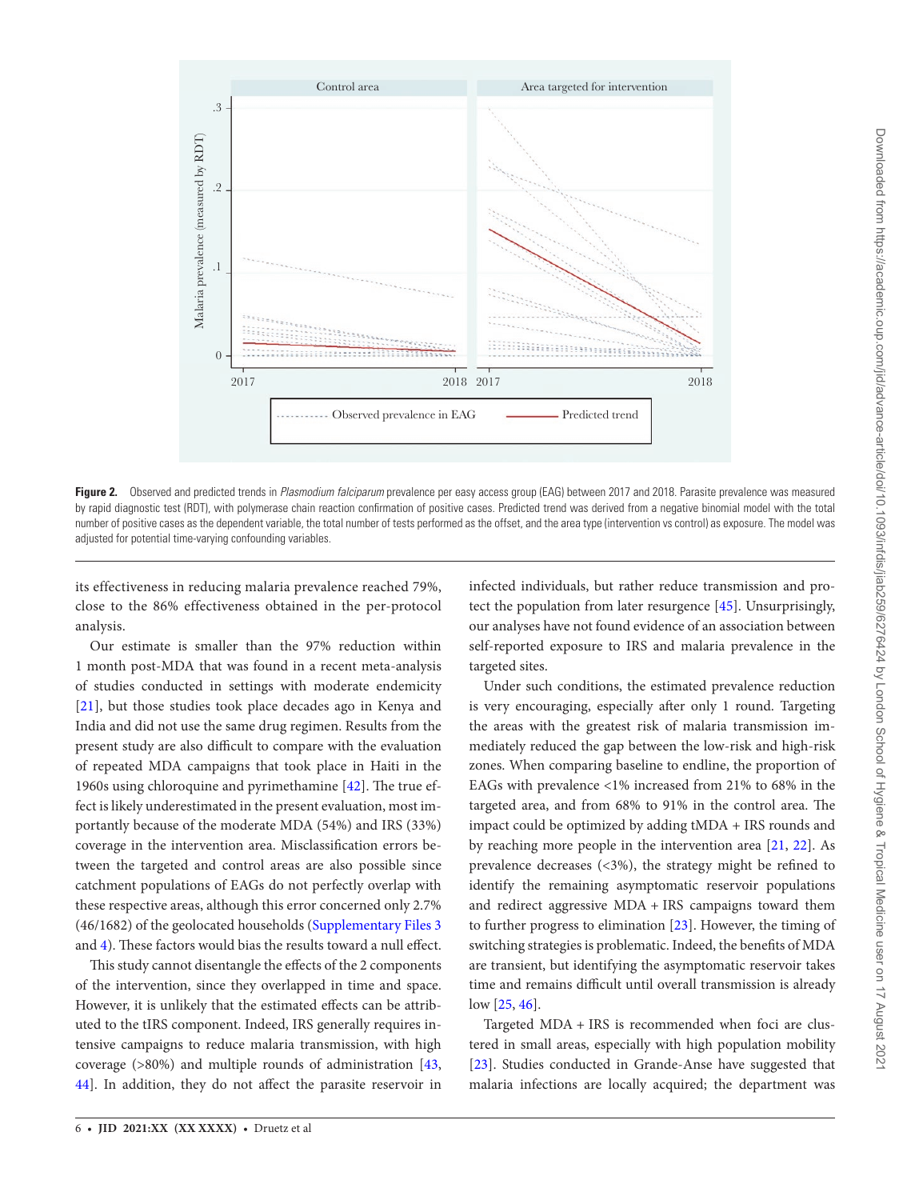**Figure 2.** Observed and predicted trends in *Plasmodium falciparum* prevalence per easy access group (EAG) between 2017 and 2018. Parasite prevalence was measured by rapid diagnostic test (RDT), with polymerase chain reaction confirmation of positive cases. Predicted trend was derived from a negative binomial model with the total number of positive cases as the dependent variable, the total number of tests performed as the offset, and the area type (intervention vs control) as exposure. The model was adjusted for potential time-varying confounding variables.

its effectiveness in reducing malaria prevalence reached 79%, close to the 86% effectiveness obtained in the per-protocol analysis.

Our estimate is smaller than the 97% reduction within 1 month post-MDA that was found in a recent meta-analysis of studies conducted in settings with moderate endemicity [21], but those studies took place decades ago in Kenya and India and did not use the same drug regimen. Results from the present study are also difficult to compare with the evaluation of repeated MDA campaigns that took place in Haiti in the 1960s using chloroquine and pyrimethamine [42]. The true effect is likely underestimated in the present evaluation, most importantly because of the moderate MDA (54%) and IRS (33%) coverage in the intervention area. Misclassification errors between the targeted and control areas are also possible since catchment populations of EAGs do not perfectly overlap with these respective areas, although this error concerned only 2.7% (46/1682) of the geolocated households (Supplementary Files 3 and 4). These factors would bias the results toward a null effect.

This study cannot disentangle the effects of the 2 components of the intervention, since they overlapped in time and space. However, it is unlikely that the estimated effects can be attributed to the tIRS component. Indeed, IRS generally requires intensive campaigns to reduce malaria transmission, with high coverage (>80%) and multiple rounds of administration [43, 44]. In addition, they do not affect the parasite reservoir in infected individuals, but rather reduce transmission and protect the population from later resurgence [45]. Unsurprisingly, our analyses have not found evidence of an association between self-reported exposure to IRS and malaria prevalence in the targeted sites.

Under such conditions, the estimated prevalence reduction is very encouraging, especially after only 1 round. Targeting the areas with the greatest risk of malaria transmission immediately reduced the gap between the low-risk and high-risk zones. When comparing baseline to endline, the proportion of EAGs with prevalence <1% increased from 21% to 68% in the targeted area, and from 68% to 91% in the control area. The impact could be optimized by adding tMDA + IRS rounds and by reaching more people in the intervention area [21, 22]. As prevalence decreases (<3%), the strategy might be refined to identify the remaining asymptomatic reservoir populations and redirect aggressive MDA + IRS campaigns toward them to further progress to elimination [23]. However, the timing of switching strategies is problematic. Indeed, the benefits of MDA are transient, but identifying the asymptomatic reservoir takes time and remains difficult until overall transmission is already low [25, 46].

Targeted MDA + IRS is recommended when foci are clustered in small areas, especially with high population mobility [23]. Studies conducted in Grande-Anse have suggested that malaria infections are locally acquired; the department was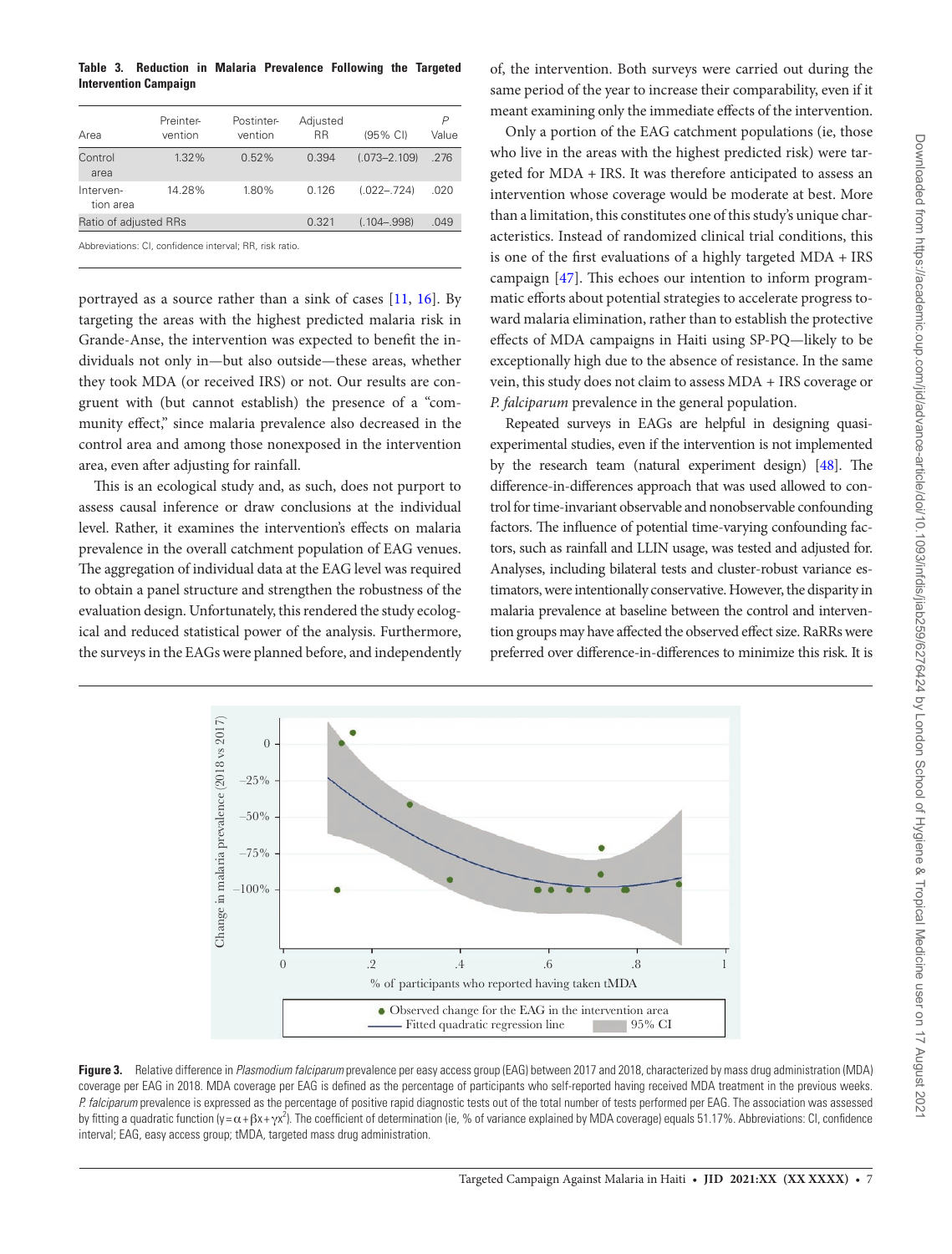**Table 3. Reduction in Malaria Prevalence Following the Targeted Intervention Campaign**

| Area | Preintervention | Postintervention | Adjusted RR | (95% CI) | P Value |
|---|---|---|---|---|---|
| Control area | 1.32% | 0.52% | 0.394 | (.073–2.109) | .276 |
| Intervention area | 14.28% | 1.80% | 0.126 | (.022–.724) | .020 |
| Ratio of adjusted RRs | | | 0.321 | (.104–.998) | .049 |

Abbreviations: CI, confidence interval; RR, risk ratio.

portrayed as a source rather than a sink of cases [11, 16]. By targeting the areas with the highest predicted malaria risk in Grande-Anse, the intervention was expected to benefit the individuals not only in—but also outside—these areas, whether they took MDA (or received IRS) or not. Our results are congruent with (but cannot establish) the presence of a "community effect," since malaria prevalence also decreased in the control area and among those nonexposed in the intervention area, even after adjusting for rainfall.

This is an ecological study and, as such, does not purport to assess causal inference or draw conclusions at the individual level. Rather, it examines the intervention's effects on malaria prevalence in the overall catchment population of EAG venues. The aggregation of individual data at the EAG level was required to obtain a panel structure and strengthen the robustness of the evaluation design. Unfortunately, this rendered the study ecological and reduced statistical power of the analysis. Furthermore, the surveys in the EAGs were planned before, and independently of, the intervention. Both surveys were carried out during the same period of the year to increase their comparability, even if it meant examining only the immediate effects of the intervention.

Only a portion of the EAG catchment populations (ie, those who live in the areas with the highest predicted risk) were targeted for MDA + IRS. It was therefore anticipated to assess an intervention whose coverage would be moderate at best. More than a limitation, this constitutes one of this study's unique characteristics. Instead of randomized clinical trial conditions, this is one of the first evaluations of a highly targeted MDA + IRS campaign [47]. This echoes our intention to inform programmatic efforts about potential strategies to accelerate progress toward malaria elimination, rather than to establish the protective effects of MDA campaigns in Haiti using SP-PQ—likely to be exceptionally high due to the absence of resistance. In the same vein, this study does not claim to assess MDA + IRS coverage or *P. falciparum* prevalence in the general population.

Repeated surveys in EAGs are helpful in designing quasi-experimental studies, even if the intervention is not implemented by the research team (natural experiment design) [48]. The difference-in-differences approach that was used allowed to control for time-invariant observable and nonobservable confounding factors. The influence of potential time-varying confounding factors, such as rainfall and LLIN usage, was tested and adjusted for. Analyses, including bilateral tests and cluster-robust variance estimators, were intentionally conservative. However, the disparity in malaria prevalence at baseline between the control and intervention groups may have affected the observed effect size. RaRRs were preferred over difference-in-differences to minimize this risk. It is

**Figure 3.** Relative difference in *Plasmodium falciparum* prevalence per easy access group (EAG) between 2017 and 2018, characterized by mass drug administration (MDA) coverage per EAG in 2018. MDA coverage per EAG is defined as the percentage of participants who self-reported having received MDA treatment in the previous weeks. *P. falciparum* prevalence is expressed as the percentage of positive rapid diagnostic tests out of the total number of tests performed per EAG. The association was assessed by fitting a quadratic function ($y = \alpha + \beta x + \gamma x^2$). The coefficient of determination (ie, % of variance explained by MDA coverage) equals 51.17%. Abbreviations: CI, confidence interval; EAG, easy access group; tMDA, targeted mass drug administration.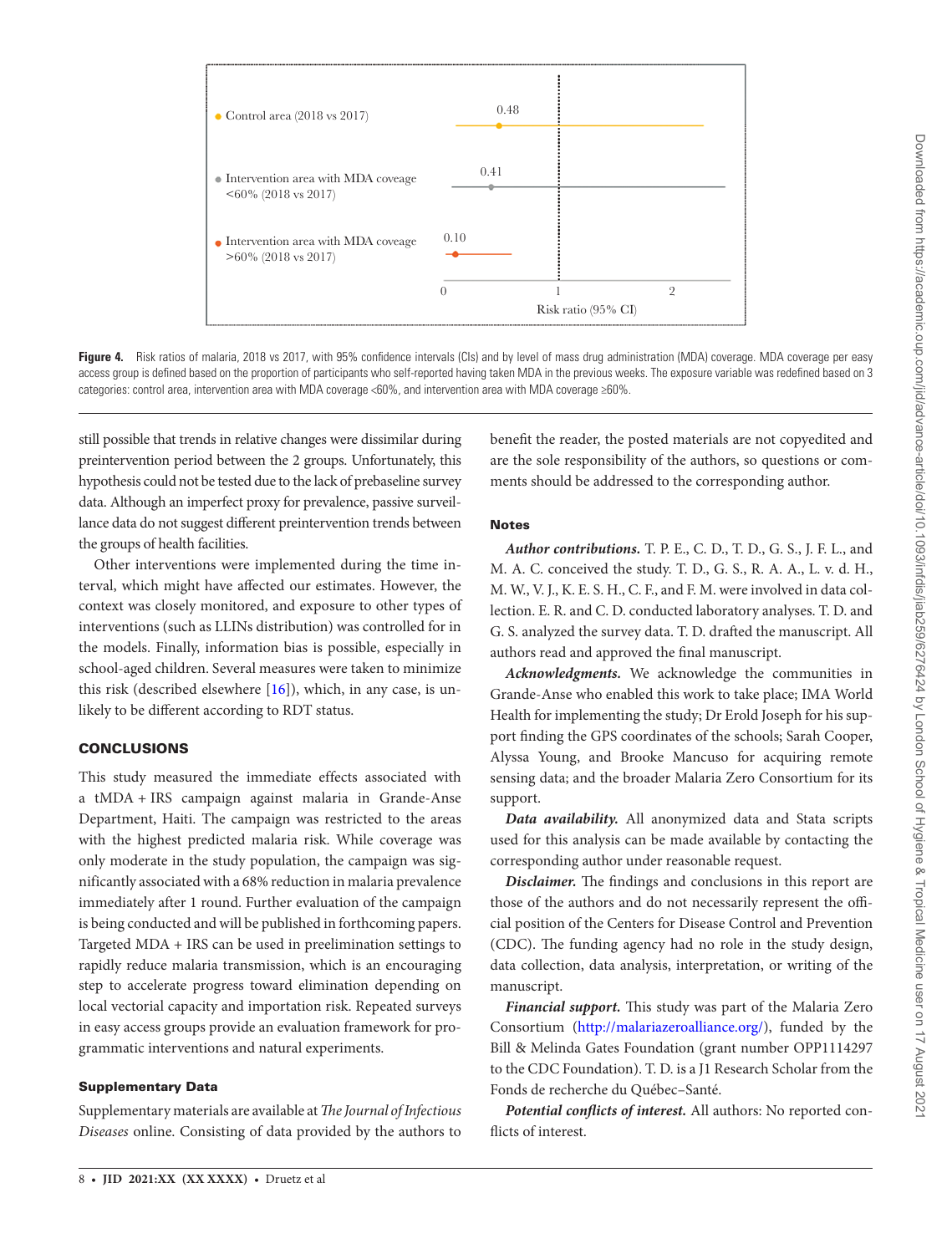Control area (2018 vs 2017) — 0.48

Intervention area with MDA coveage <60% (2018 vs 2017) — 0.41

Intervention area with MDA coveage >60% (2018 vs 2017) — 0.10

Risk ratio (95% CI)

**Figure 4.** Risk ratios of malaria, 2018 vs 2017, with 95% confidence intervals (CIs) and by level of mass drug administration (MDA) coverage. MDA coverage per easy access group is defined based on the proportion of participants who self-reported having taken MDA in the previous weeks. The exposure variable was redefined based on 3 categories: control area, intervention area with MDA coverage <60%, and intervention area with MDA coverage ≥60%.

still possible that trends in relative changes were dissimilar during preintervention period between the 2 groups. Unfortunately, this hypothesis could not be tested due to the lack of prebaseline survey data. Although an imperfect proxy for prevalence, passive surveillance data do not suggest different preintervention trends between the groups of health facilities.

Other interventions were implemented during the time interval, which might have affected our estimates. However, the context was closely monitored, and exposure to other types of interventions (such as LLINs distribution) was controlled for in the models. Finally, information bias is possible, especially in school-aged children. Several measures were taken to minimize this risk (described elsewhere [16]), which, in any case, is unlikely to be different according to RDT status.

## CONCLUSIONS

This study measured the immediate effects associated with a tMDA + IRS campaign against malaria in Grande-Anse Department, Haiti. The campaign was restricted to the areas with the highest predicted malaria risk. While coverage was only moderate in the study population, the campaign was significantly associated with a 68% reduction in malaria prevalence immediately after 1 round. Further evaluation of the campaign is being conducted and will be published in forthcoming papers. Targeted MDA + IRS can be used in preelimination settings to rapidly reduce malaria transmission, which is an encouraging step to accelerate progress toward elimination depending on local vectorial capacity and importation risk. Repeated surveys in easy access groups provide an evaluation framework for programmatic interventions and natural experiments.

### Supplementary Data

Supplementary materials are available at *The Journal of Infectious Diseases* online. Consisting of data provided by the authors to benefit the reader, the posted materials are not copyedited and are the sole responsibility of the authors, so questions or comments should be addressed to the corresponding author.

### Notes

***Author contributions.*** T. P. E., C. D., T. D., G. S., J. F. L., and M. A. C. conceived the study. T. D., G. S., R. A. A., L. v. d. H., M. W., V. J., K. E. S. H., C. F., and F. M. were involved in data collection. E. R. and C. D. conducted laboratory analyses. T. D. and G. S. analyzed the survey data. T. D. drafted the manuscript. All authors read and approved the final manuscript.

***Acknowledgments.*** We acknowledge the communities in Grande-Anse who enabled this work to take place; IMA World Health for implementing the study; Dr Erold Joseph for his support finding the GPS coordinates of the schools; Sarah Cooper, Alyssa Young, and Brooke Mancuso for acquiring remote sensing data; and the broader Malaria Zero Consortium for its support.

***Data availability.*** All anonymized data and Stata scripts used for this analysis can be made available by contacting the corresponding author under reasonable request.

***Disclaimer.*** The findings and conclusions in this report are those of the authors and do not necessarily represent the official position of the Centers for Disease Control and Prevention (CDC). The funding agency had no role in the study design, data collection, data analysis, interpretation, or writing of the manuscript.

***Financial support.*** This study was part of the Malaria Zero Consortium (http://malariazeroalliance.org/), funded by the Bill & Melinda Gates Foundation (grant number OPP1114297 to the CDC Foundation). T. D. is a J1 Research Scholar from the Fonds de recherche du Québec–Santé.

***Potential conflicts of interest.*** All authors: No reported conflicts of interest.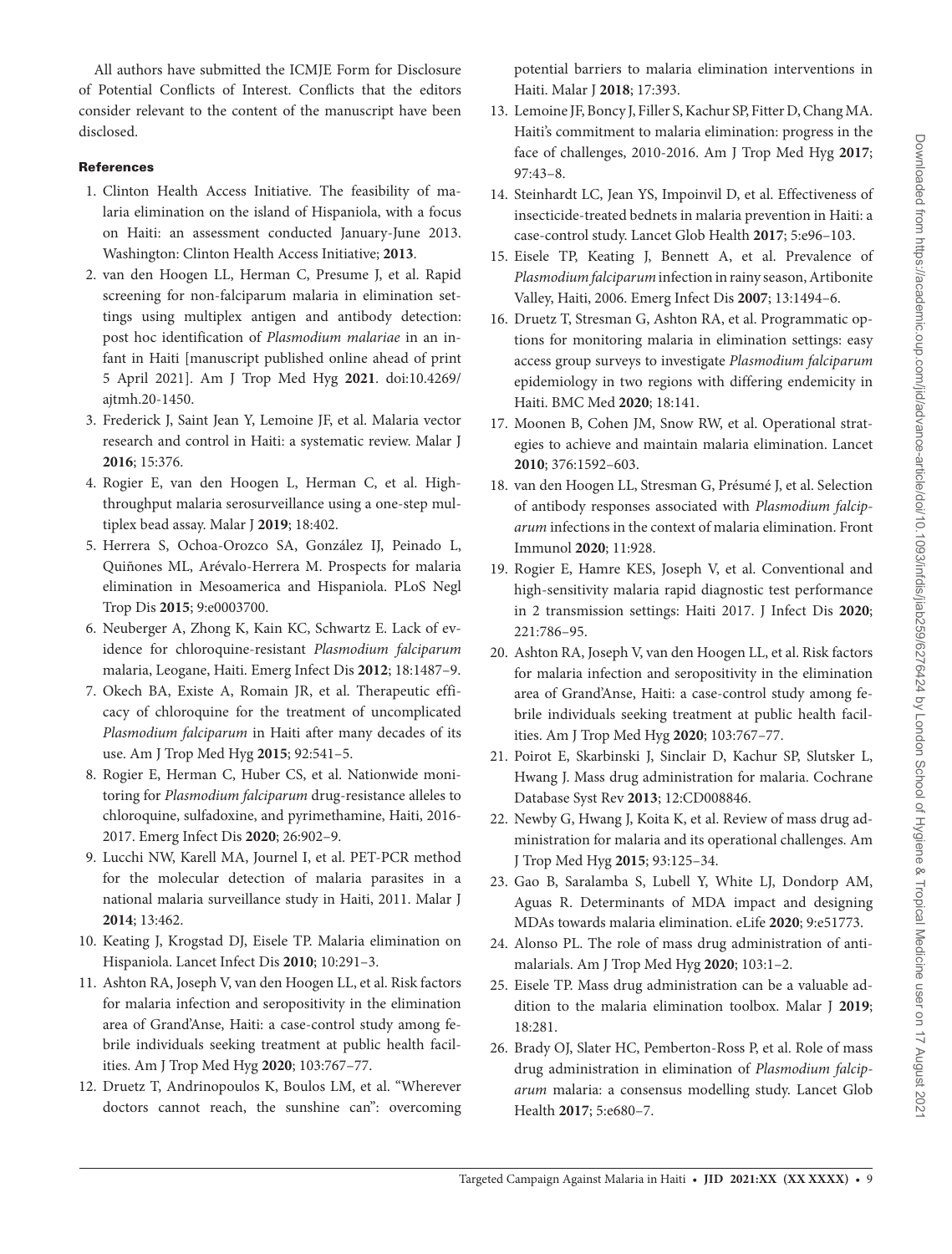All authors have submitted the ICMJE Form for Disclosure of Potential Conflicts of Interest. Conflicts that the editors consider relevant to the content of the manuscript have been disclosed.

## References

1. Clinton Health Access Initiative. The feasibility of malaria elimination on the island of Hispaniola, with a focus on Haiti: an assessment conducted January-June 2013. Washington: Clinton Health Access Initiative; **2013**.
2. van den Hoogen LL, Herman C, Presume J, et al. Rapid screening for non-falciparum malaria in elimination settings using multiplex antigen and antibody detection: post hoc identification of *Plasmodium malariae* in an infant in Haiti [manuscript published online ahead of print 5 April 2021]. Am J Trop Med Hyg **2021**. doi:10.4269/ajtmh.20-1450.
3. Frederick J, Saint Jean Y, Lemoine JF, et al. Malaria vector research and control in Haiti: a systematic review. Malar J **2016**; 15:376.
4. Rogier E, van den Hoogen L, Herman C, et al. High-throughput malaria serosurveillance using a one-step multiplex bead assay. Malar J **2019**; 18:402.
5. Herrera S, Ochoa-Orozco SA, González IJ, Peinado L, Quiñones ML, Arévalo-Herrera M. Prospects for malaria elimination in Mesoamerica and Hispaniola. PLoS Negl Trop Dis **2015**; 9:e0003700.
6. Neuberger A, Zhong K, Kain KC, Schwartz E. Lack of evidence for chloroquine-resistant *Plasmodium falciparum* malaria, Leogane, Haiti. Emerg Infect Dis **2012**; 18:1487–9.
7. Okech BA, Existe A, Romain JR, et al. Therapeutic efficacy of chloroquine for the treatment of uncomplicated *Plasmodium falciparum* in Haiti after many decades of its use. Am J Trop Med Hyg **2015**; 92:541–5.
8. Rogier E, Herman C, Huber CS, et al. Nationwide monitoring for *Plasmodium falciparum* drug-resistance alleles to chloroquine, sulfadoxine, and pyrimethamine, Haiti, 2016-2017. Emerg Infect Dis **2020**; 26:902–9.
9. Lucchi NW, Karell MA, Journel I, et al. PET-PCR method for the molecular detection of malaria parasites in a national malaria surveillance study in Haiti, 2011. Malar J **2014**; 13:462.
10. Keating J, Krogstad DJ, Eisele TP. Malaria elimination on Hispaniola. Lancet Infect Dis **2010**; 10:291–3.
11. Ashton RA, Joseph V, van den Hoogen LL, et al. Risk factors for malaria infection and seropositivity in the elimination area of Grand'Anse, Haiti: a case-control study among febrile individuals seeking treatment at public health facilities. Am J Trop Med Hyg **2020**; 103:767–77.
12. Druetz T, Andrinopoulos K, Boulos LM, et al. "Wherever doctors cannot reach, the sunshine can": overcoming potential barriers to malaria elimination interventions in Haiti. Malar J **2018**; 17:393.
13. Lemoine JF, Boncy J, Filler S, Kachur SP, Fitter D, Chang MA. Haiti's commitment to malaria elimination: progress in the face of challenges, 2010-2016. Am J Trop Med Hyg **2017**; 97:43–8.
14. Steinhardt LC, Jean YS, Impoinvil D, et al. Effectiveness of insecticide-treated bednets in malaria prevention in Haiti: a case-control study. Lancet Glob Health **2017**; 5:e96–103.
15. Eisele TP, Keating J, Bennett A, et al. Prevalence of *Plasmodium falciparum* infection in rainy season, Artibonite Valley, Haiti, 2006. Emerg Infect Dis **2007**; 13:1494–6.
16. Druetz T, Stresman G, Ashton RA, et al. Programmatic options for monitoring malaria in elimination settings: easy access group surveys to investigate *Plasmodium falciparum* epidemiology in two regions with differing endemicity in Haiti. BMC Med **2020**; 18:141.
17. Moonen B, Cohen JM, Snow RW, et al. Operational strategies to achieve and maintain malaria elimination. Lancet **2010**; 376:1592–603.
18. van den Hoogen LL, Stresman G, Présumé J, et al. Selection of antibody responses associated with *Plasmodium falciparum* infections in the context of malaria elimination. Front Immunol **2020**; 11:928.
19. Rogier E, Hamre KES, Joseph V, et al. Conventional and high-sensitivity malaria rapid diagnostic test performance in 2 transmission settings: Haiti 2017. J Infect Dis **2020**; 221:786–95.
20. Ashton RA, Joseph V, van den Hoogen LL, et al. Risk factors for malaria infection and seropositivity in the elimination area of Grand'Anse, Haiti: a case-control study among febrile individuals seeking treatment at public health facilities. Am J Trop Med Hyg **2020**; 103:767–77.
21. Poirot E, Skarbinski J, Sinclair D, Kachur SP, Slutsker L, Hwang J. Mass drug administration for malaria. Cochrane Database Syst Rev **2013**; 12:CD008846.
22. Newby G, Hwang J, Koita K, et al. Review of mass drug administration for malaria and its operational challenges. Am J Trop Med Hyg **2015**; 93:125–34.
23. Gao B, Saralamba S, Lubell Y, White LJ, Dondorp AM, Aguas R. Determinants of MDA impact and designing MDAs towards malaria elimination. eLife **2020**; 9:e51773.
24. Alonso PL. The role of mass drug administration of antimalarials. Am J Trop Med Hyg **2020**; 103:1–2.
25. Eisele TP. Mass drug administration can be a valuable addition to the malaria elimination toolbox. Malar J **2019**; 18:281.
26. Brady OJ, Slater HC, Pemberton-Ross P, et al. Role of mass drug administration in elimination of *Plasmodium falciparum* malaria: a consensus modelling study. Lancet Glob Health **2017**; 5:e680–7.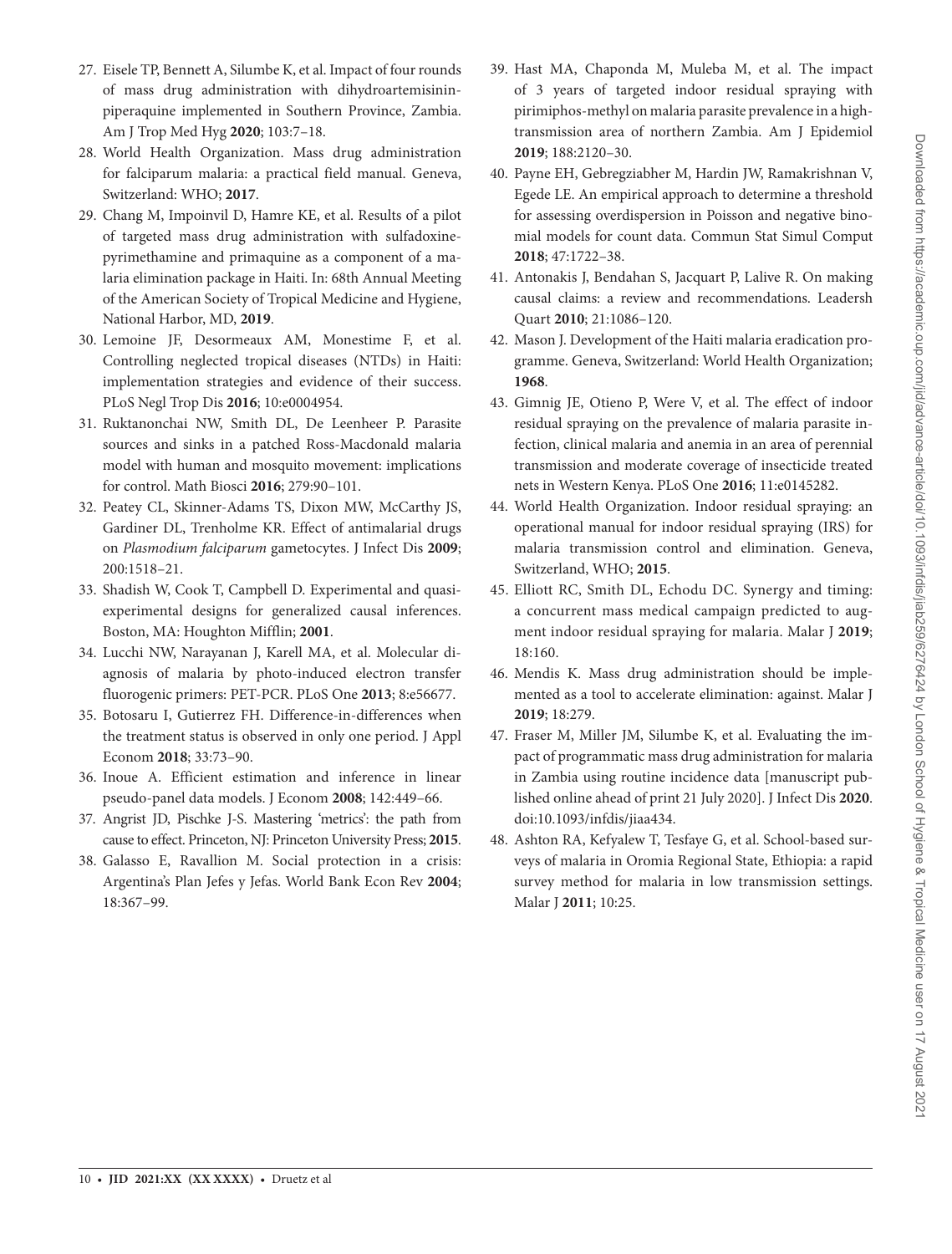27. Eisele TP, Bennett A, Silumbe K, et al. Impact of four rounds of mass drug administration with dihydroartemisinin-piperaquine implemented in Southern Province, Zambia. Am J Trop Med Hyg **2020**; 103:7–18.
28. World Health Organization. Mass drug administration for falciparum malaria: a practical field manual. Geneva, Switzerland: WHO; **2017**.
29. Chang M, Impoinvil D, Hamre KE, et al. Results of a pilot of targeted mass drug administration with sulfadoxine-pyrimethamine and primaquine as a component of a malaria elimination package in Haiti. In: 68th Annual Meeting of the American Society of Tropical Medicine and Hygiene, National Harbor, MD, **2019**.
30. Lemoine JF, Desormeaux AM, Monestime F, et al. Controlling neglected tropical diseases (NTDs) in Haiti: implementation strategies and evidence of their success. PLoS Negl Trop Dis **2016**; 10:e0004954.
31. Ruktanonchai NW, Smith DL, De Leenheer P. Parasite sources and sinks in a patched Ross-Macdonald malaria model with human and mosquito movement: implications for control. Math Biosci **2016**; 279:90–101.
32. Peatey CL, Skinner-Adams TS, Dixon MW, McCarthy JS, Gardiner DL, Trenholme KR. Effect of antimalarial drugs on *Plasmodium falciparum* gametocytes. J Infect Dis **2009**; 200:1518–21.
33. Shadish W, Cook T, Campbell D. Experimental and quasi-experimental designs for generalized causal inferences. Boston, MA: Houghton Mifflin; **2001**.
34. Lucchi NW, Narayanan J, Karell MA, et al. Molecular diagnosis of malaria by photo-induced electron transfer fluorogenic primers: PET-PCR. PLoS One **2013**; 8:e56677.
35. Botosaru I, Gutierrez FH. Difference-in-differences when the treatment status is observed in only one period. J Appl Econom **2018**; 33:73–90.
36. Inoue A. Efficient estimation and inference in linear pseudo-panel data models. J Econom **2008**; 142:449–66.
37. Angrist JD, Pischke J-S. Mastering 'metrics': the path from cause to effect. Princeton, NJ: Princeton University Press; **2015**.
38. Galasso E, Ravallion M. Social protection in a crisis: Argentina's Plan Jefes y Jefas. World Bank Econ Rev **2004**; 18:367–99.
39. Hast MA, Chaponda M, Muleba M, et al. The impact of 3 years of targeted indoor residual spraying with pirimiphos-methyl on malaria parasite prevalence in a high-transmission area of northern Zambia. Am J Epidemiol **2019**; 188:2120–30.
40. Payne EH, Gebregziabher M, Hardin JW, Ramakrishnan V, Egede LE. An empirical approach to determine a threshold for assessing overdispersion in Poisson and negative binomial models for count data. Commun Stat Simul Comput **2018**; 47:1722–38.
41. Antonakis J, Bendahan S, Jacquart P, Lalive R. On making causal claims: a review and recommendations. Leadersh Quart **2010**; 21:1086–120.
42. Mason J. Development of the Haiti malaria eradication programme. Geneva, Switzerland: World Health Organization; **1968**.
43. Gimnig JE, Otieno P, Were V, et al. The effect of indoor residual spraying on the prevalence of malaria parasite infection, clinical malaria and anemia in an area of perennial transmission and moderate coverage of insecticide treated nets in Western Kenya. PLoS One **2016**; 11:e0145282.
44. World Health Organization. Indoor residual spraying: an operational manual for indoor residual spraying (IRS) for malaria transmission control and elimination. Geneva, Switzerland, WHO; **2015**.
45. Elliott RC, Smith DL, Echodu DC. Synergy and timing: a concurrent mass medical campaign predicted to augment indoor residual spraying for malaria. Malar J **2019**; 18:160.
46. Mendis K. Mass drug administration should be implemented as a tool to accelerate elimination: against. Malar J **2019**; 18:279.
47. Fraser M, Miller JM, Silumbe K, et al. Evaluating the impact of programmatic mass drug administration for malaria in Zambia using routine incidence data [manuscript published online ahead of print 21 July 2020]. J Infect Dis **2020**. doi:10.1093/infdis/jiaa434.
48. Ashton RA, Kefyalew T, Tesfaye G, et al. School-based surveys of malaria in Oromia Regional State, Ethiopia: a rapid survey method for malaria in low transmission settings. Malar J **2011**; 10:25.